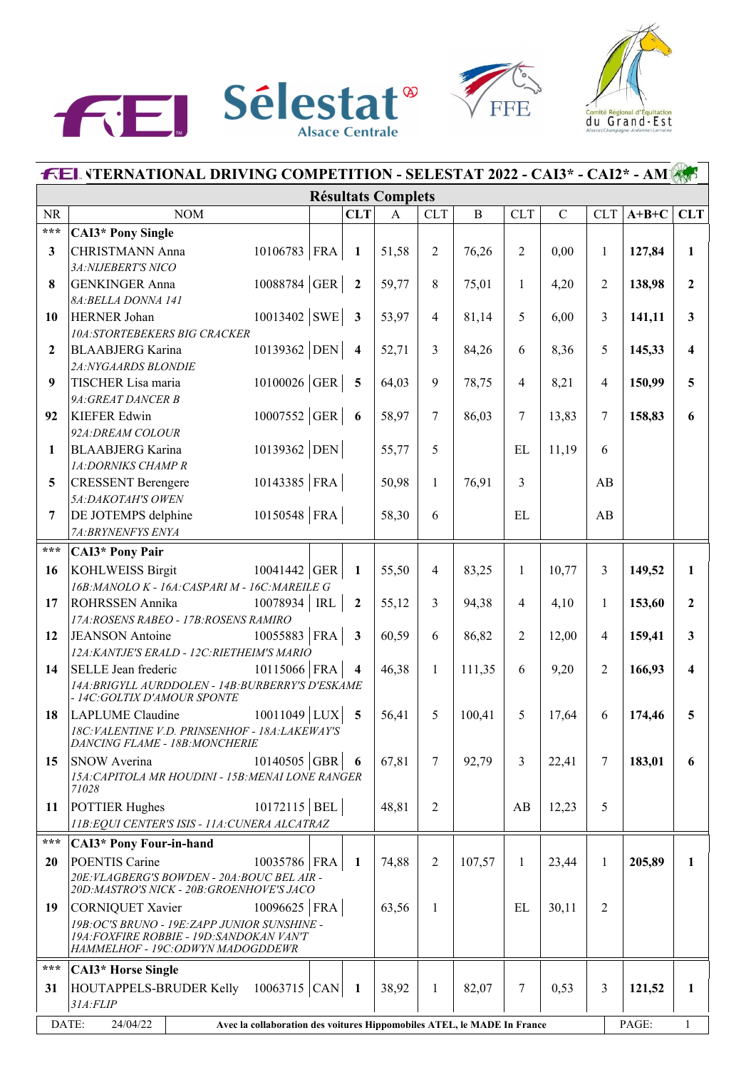# INTERNATIONAL DRIVING COMPETITION - SELESTAT 2022 - CAI3* - CAI2* - AM

## Résultats Complets

| NR | NOM | | | CLT | A | CLT | B | CLT | C | CLT | A+B+C | CLT |
|---|---|---|---|---|---|---|---|---|---|---|---|---|
| *** | **CAI3* Pony Single** | | | | | | | | | | | |
| **3** | CHRISTMANN Anna<br>*3A:NIJEBERT'S NICO* | 10106783 | FRA | **1** | 51,58 | 2 | 76,26 | 2 | 0,00 | 1 | **127,84** | **1** |
| **8** | GENKINGER Anna<br>*8A:BELLA DONNA 141* | 10088784 | GER | **2** | 59,77 | 8 | 75,01 | 1 | 4,20 | 2 | **138,98** | **2** |
| **10** | HERNER Johan<br>*10A:STORTEBEKERS BIG CRACKER* | 10013402 | SWE | **3** | 53,97 | 4 | 81,14 | 5 | 6,00 | 3 | **141,11** | **3** |
| **2** | BLAABJERG Karina<br>*2A:NYGAARDS BLONDIE* | 10139362 | DEN | **4** | 52,71 | 3 | 84,26 | 6 | 8,36 | 5 | **145,33** | **4** |
| **9** | TISCHER Lisa maria<br>*9A:GREAT DANCER B* | 10100026 | GER | **5** | 64,03 | 9 | 78,75 | 4 | 8,21 | 4 | **150,99** | **5** |
| **92** | KIEFER Edwin<br>*92A:DREAM COLOUR* | 10007552 | GER | **6** | 58,97 | 7 | 86,03 | 7 | 13,83 | 7 | **158,83** | **6** |
| **1** | BLAABJERG Karina<br>*1A:DORNIKS CHAMP R* | 10139362 | DEN | | 55,77 | 5 | | EL | 11,19 | 6 | | |
| **5** | CRESSENT Berengere<br>*5A:DAKOTAH'S OWEN* | 10143385 | FRA | | 50,98 | 1 | 76,91 | 3 | | AB | | |
| **7** | DE JOTEMPS delphine<br>*7A:BRYNENFYS ENYA* | 10150548 | FRA | | 58,30 | 6 | | EL | | AB | | |
| *** | **CAI3* Pony Pair** | | | | | | | | | | | |
| **16** | KOHLWEISS Birgit<br>*16B:MANOLO K - 16A:CASPARI M - 16C:MAREILE G* | 10041442 | GER | **1** | 55,50 | 4 | 83,25 | 1 | 10,77 | 3 | **149,52** | **1** |
| **17** | ROHRSSEN Annika<br>*17A:ROSENS RABEO - 17B:ROSENS RAMIRO* | 10078934 | IRL | **2** | 55,12 | 3 | 94,38 | 4 | 4,10 | 1 | **153,60** | **2** |
| **12** | JEANSON Antoine<br>*12A:KANTJE'S ERALD - 12C:RIETHEIM'S MARIO* | 10055883 | FRA | **3** | 60,59 | 6 | 86,82 | 2 | 12,00 | 4 | **159,41** | **3** |
| **14** | SELLE Jean frederic<br>*14A:BRIGYLL AURDDOLEN - 14B:BURBERRY'S D'ESKAME - 14C:GOLTIX D'AMOUR SPONTE* | 10115066 | FRA | **4** | 46,38 | 1 | 111,35 | 6 | 9,20 | 2 | **166,93** | **4** |
| **18** | LAPLUME Claudine<br>*18C:VALENTINE V.D. PRINSENHOF - 18A:LAKEWAY'S DANCING FLAME - 18B:MONCHERIE* | 10011049 | LUX | **5** | 56,41 | 5 | 100,41 | 5 | 17,64 | 6 | **174,46** | **5** |
| **15** | SNOW Averina<br>*15A:CAPITOLA MR HOUDINI - 15B:MENAI LONE RANGER 71028* | 10140505 | GBR | **6** | 67,81 | 7 | 92,79 | 3 | 22,41 | 7 | **183,01** | **6** |
| **11** | POTTIER Hughes<br>*11B:EQUI CENTER'S ISIS - 11A:CUNERA ALCATRAZ* | 10172115 | BEL | | 48,81 | 2 | | AB | 12,23 | 5 | | |
| *** | **CAI3* Pony Four-in-hand** | | | | | | | | | | | |
| **20** | POENTIS Carine<br>*20E:VLAGBERG'S BOWDEN - 20A:BOUC BEL AIR - 20D:MASTRO'S NICK - 20B:GROENHOVE'S JACO* | 10035786 | FRA | **1** | 74,88 | 2 | 107,57 | 1 | 23,44 | 1 | **205,89** | **1** |
| **19** | CORNIQUET Xavier<br>*19B:OC'S BRUNO - 19E:ZAPP JUNIOR SUNSHINE - 19A:FOXFIRE ROBBIE - 19D:SANDOKAN VAN'T HAMMELHOF - 19C:ODWYN MADOGDDEWR* | 10096625 | FRA | | 63,56 | 1 | | EL | 30,11 | 2 | | |
| *** | **CAI3* Horse Single** | | | | | | | | | | | |
| **31** | HOUTAPPELS-BRUDER Kelly<br>*31A:FLIP* | 10063715 | CAN | **1** | 38,92 | 1 | 82,07 | 7 | 0,53 | 3 | **121,52** | **1** |

DATE: 24/04/22 — Avec la collaboration des voitures Hippomobiles ATEL, le MADE In France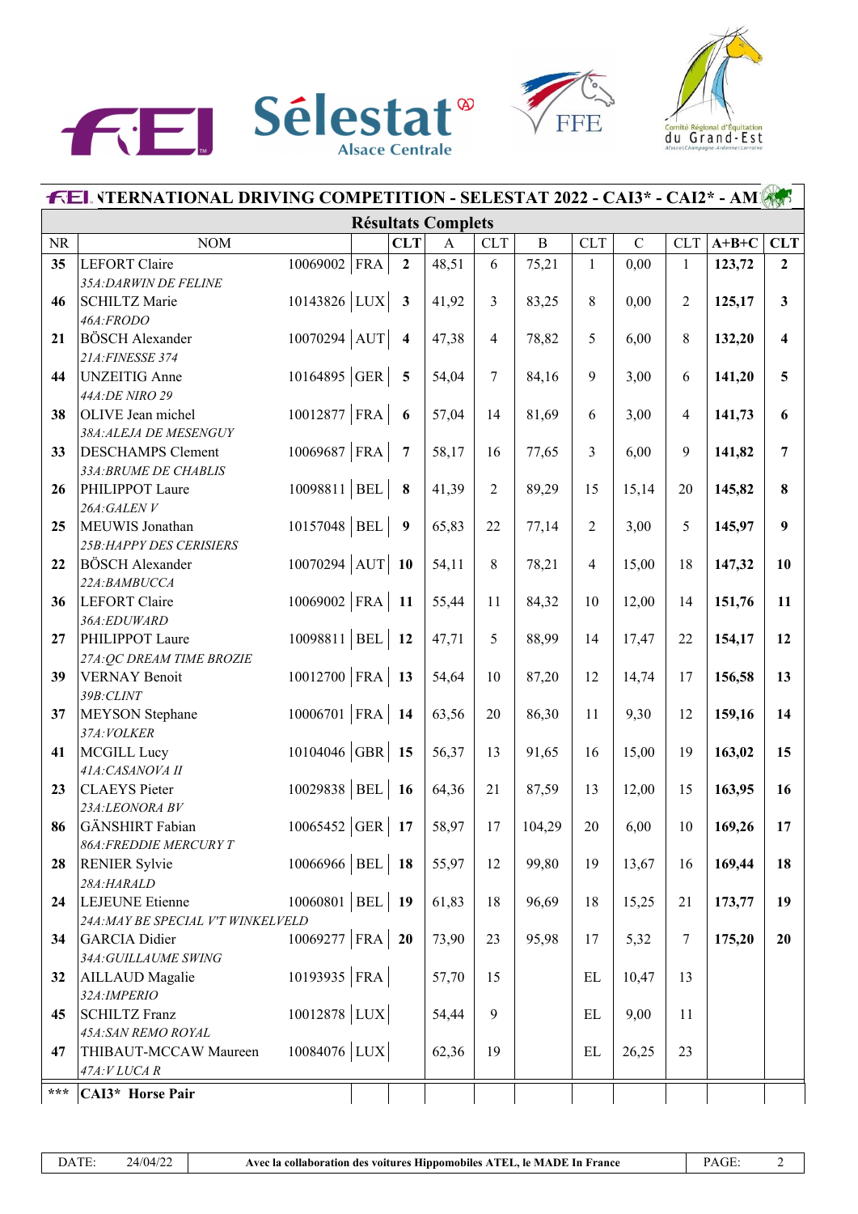## FEI INTERNATIONAL DRIVING COMPETITION - SELESTAT 2022 - CAI3* - CAI2* - AM

### Résultats Complets

| NR | NOM | | | CLT | A | CLT | B | CLT | C | CLT | A+B+C | CLT |
|---|---|---|---|---|---|---|---|---|---|---|---|---|
| **35** | LEFORT Claire<br>*35A:DARWIN DE FELINE* | 10069002 | FRA | **2** | 48,51 | 6 | 75,21 | 1 | 0,00 | 1 | **123,72** | **2** |
| **46** | SCHILTZ Marie<br>*46A:FRODO* | 10143826 | LUX | **3** | 41,92 | 3 | 83,25 | 8 | 0,00 | 2 | **125,17** | **3** |
| **21** | BÖSCH Alexander<br>*21A:FINESSE 374* | 10070294 | AUT | **4** | 47,38 | 4 | 78,82 | 5 | 6,00 | 8 | **132,20** | **4** |
| **44** | UNZEITIG Anne<br>*44A:DE NIRO 29* | 10164895 | GER | **5** | 54,04 | 7 | 84,16 | 9 | 3,00 | 6 | **141,20** | **5** |
| **38** | OLIVE Jean michel<br>*38A:ALEJA DE MESENGUY* | 10012877 | FRA | **6** | 57,04 | 14 | 81,69 | 6 | 3,00 | 4 | **141,73** | **6** |
| **33** | DESCHAMPS Clement<br>*33A:BRUME DE CHABLIS* | 10069687 | FRA | **7** | 58,17 | 16 | 77,65 | 3 | 6,00 | 9 | **141,82** | **7** |
| **26** | PHILIPPOT Laure<br>*26A:GALEN V* | 10098811 | BEL | **8** | 41,39 | 2 | 89,29 | 15 | 15,14 | 20 | **145,82** | **8** |
| **25** | MEUWIS Jonathan<br>*25B:HAPPY DES CERISIERS* | 10157048 | BEL | **9** | 65,83 | 22 | 77,14 | 2 | 3,00 | 5 | **145,97** | **9** |
| **22** | BÖSCH Alexander<br>*22A:BAMBUCCA* | 10070294 | AUT | **10** | 54,11 | 8 | 78,21 | 4 | 15,00 | 18 | **147,32** | **10** |
| **36** | LEFORT Claire<br>*36A:EDUWARD* | 10069002 | FRA | **11** | 55,44 | 11 | 84,32 | 10 | 12,00 | 14 | **151,76** | **11** |
| **27** | PHILIPPOT Laure<br>*27A:QC DREAM TIME BROZIE* | 10098811 | BEL | **12** | 47,71 | 5 | 88,99 | 14 | 17,47 | 22 | **154,17** | **12** |
| **39** | VERNAY Benoit<br>*39B:CLINT* | 10012700 | FRA | **13** | 54,64 | 10 | 87,20 | 12 | 14,74 | 17 | **156,58** | **13** |
| **37** | MEYSON Stephane<br>*37A:VOLKER* | 10006701 | FRA | **14** | 63,56 | 20 | 86,30 | 11 | 9,30 | 12 | **159,16** | **14** |
| **41** | MCGILL Lucy<br>*41A:CASANOVA II* | 10104046 | GBR | **15** | 56,37 | 13 | 91,65 | 16 | 15,00 | 19 | **163,02** | **15** |
| **23** | CLAEYS Pieter<br>*23A:LEONORA BV* | 10029838 | BEL | **16** | 64,36 | 21 | 87,59 | 13 | 12,00 | 15 | **163,95** | **16** |
| **86** | GÄNSHIRT Fabian<br>*86A:FREDDIE MERCURY T* | 10065452 | GER | **17** | 58,97 | 17 | 104,29 | 20 | 6,00 | 10 | **169,26** | **17** |
| **28** | RENIER Sylvie<br>*28A:HARALD* | 10066966 | BEL | **18** | 55,97 | 12 | 99,80 | 19 | 13,67 | 16 | **169,44** | **18** |
| **24** | LEJEUNE Etienne<br>*24A:MAY BE SPECIAL V'T WINKELVELD* | 10060801 | BEL | **19** | 61,83 | 18 | 96,69 | 18 | 15,25 | 21 | **173,77** | **19** |
| **34** | GARCIA Didier<br>*34A:GUILLAUME SWING* | 10069277 | FRA | **20** | 73,90 | 23 | 95,98 | 17 | 5,32 | 7 | **175,20** | **20** |
| **32** | AILLAUD Magalie<br>*32A:IMPERIO* | 10193935 | FRA | | 57,70 | 15 | | EL | 10,47 | 13 | | |
| **45** | SCHILTZ Franz<br>*45A:SAN REMO ROYAL* | 10012878 | LUX | | 54,44 | 9 | | EL | 9,00 | 11 | | |
| **47** | THIBAUT-MCCAW Maureen<br>*47A:V LUCA R* | 10084076 | LUX | | 62,36 | 19 | | EL | 26,25 | 23 | | |
| **\*\*\*** | **CAI3\* Horse Pair** | | | | | | | | | | | |

DATE: 24/04/22 — Avec la collaboration des voitures Hippomobiles ATEL, le MADE In France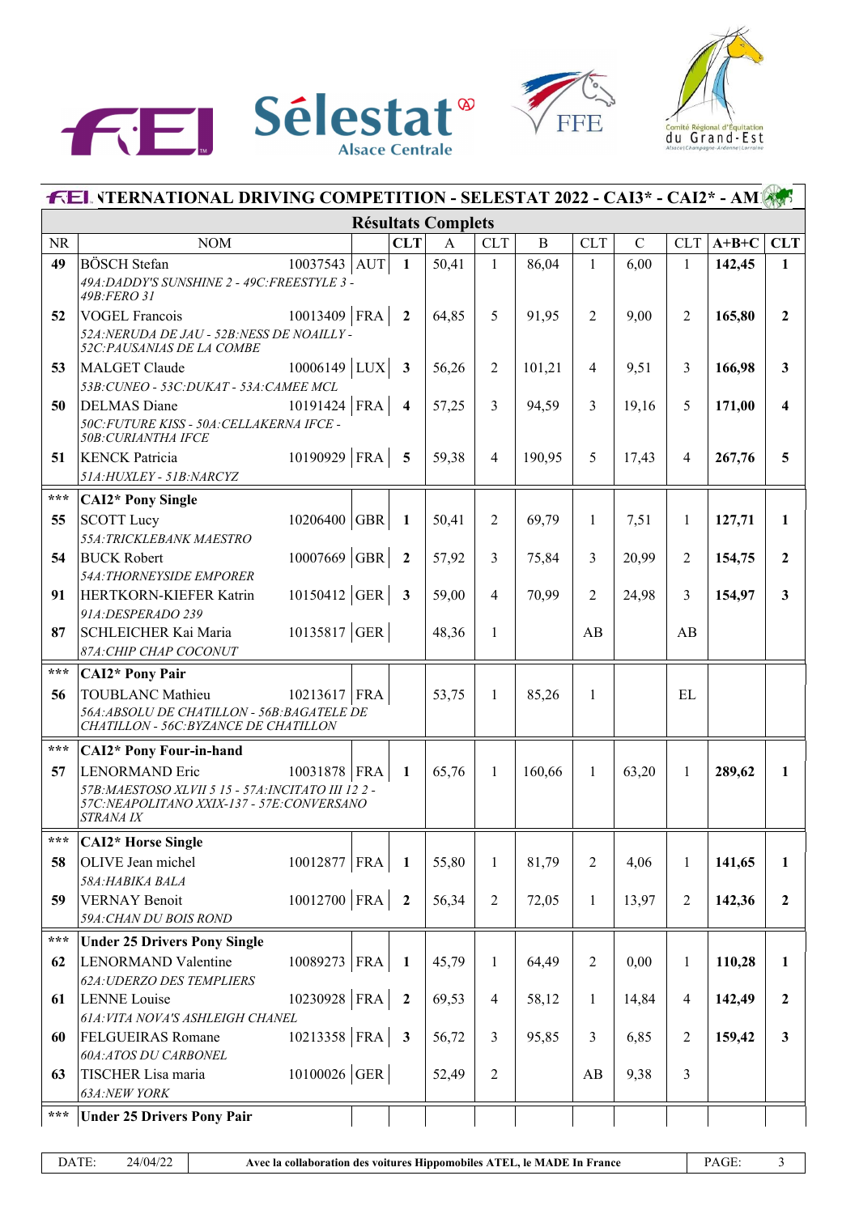## INTERNATIONAL DRIVING COMPETITION - SELESTAT 2022 - CAI3* - CAI2* - AM

### Résultats Complets

| NR | NOM | | | CLT | A | CLT | B | CLT | C | CLT | A+B+C | CLT |
|---|---|---|---|---|---|---|---|---|---|---|---|---|
| **49** | BÖSCH Stefan<br>*49A:DADDY'S SUNSHINE 2 - 49C:FREESTYLE 3 - 49B:FERO 31* | 10037543 | AUT | **1** | 50,41 | 1 | 86,04 | 1 | 6,00 | 1 | **142,45** | **1** |
| **52** | VOGEL Francois<br>*52A:NERUDA DE JAU - 52B:NESS DE NOAILLY - 52C:PAUSANIAS DE LA COMBE* | 10013409 | FRA | **2** | 64,85 | 5 | 91,95 | 2 | 9,00 | 2 | **165,80** | **2** |
| **53** | MALGET Claude<br>*53B:CUNEO - 53C:DUKAT - 53A:CAMEE MCL* | 10006149 | LUX | **3** | 56,26 | 2 | 101,21 | 4 | 9,51 | 3 | **166,98** | **3** |
| **50** | DELMAS Diane<br>*50C:FUTURE KISS - 50A:CELLAKERNA IFCE - 50B:CURIANTHA IFCE* | 10191424 | FRA | **4** | 57,25 | 3 | 94,59 | 3 | 19,16 | 5 | **171,00** | **4** |
| **51** | KENCK Patricia<br>*51A:HUXLEY - 51B:NARCYZ* | 10190929 | FRA | **5** | 59,38 | 4 | 190,95 | 5 | 17,43 | 4 | **267,76** | **5** |
| *** | **CAI2* Pony Single** | | | | | | | | | | | |
| **55** | SCOTT Lucy<br>*55A:TRICKLEBANK MAESTRO* | 10206400 | GBR | **1** | 50,41 | 2 | 69,79 | 1 | 7,51 | 1 | **127,71** | **1** |
| **54** | BUCK Robert<br>*54A:THORNEYSIDE EMPORER* | 10007669 | GBR | **2** | 57,92 | 3 | 75,84 | 3 | 20,99 | 2 | **154,75** | **2** |
| **91** | HERTKORN-KIEFER Katrin<br>*91A:DESPERADO 239* | 10150412 | GER | **3** | 59,00 | 4 | 70,99 | 2 | 24,98 | 3 | **154,97** | **3** |
| **87** | SCHLEICHER Kai Maria<br>*87A:CHIP CHAP COCONUT* | 10135817 | GER | | 48,36 | 1 | | AB | | AB | | |
| *** | **CAI2* Pony Pair** | | | | | | | | | | | |
| **56** | TOUBLANC Mathieu<br>*56A:ABSOLU DE CHATILLON - 56B:BAGATELE DE CHATILLON - 56C:BYZANCE DE CHATILLON* | 10213617 | FRA | | 53,75 | 1 | 85,26 | 1 | | EL | | |
| *** | **CAI2* Pony Four-in-hand** | | | | | | | | | | | |
| **57** | LENORMAND Eric<br>*57B:MAESTOSO XLVII 5 15 - 57A:INCITATO III 12 2 - 57C:NEAPOLITANO XXIX-137 - 57E:CONVERSANO STRANA IX* | 10031878 | FRA | **1** | 65,76 | 1 | 160,66 | 1 | 63,20 | 1 | **289,62** | **1** |
| *** | **CAI2* Horse Single** | | | | | | | | | | | |
| **58** | OLIVE Jean michel<br>*58A:HABIKA BALA* | 10012877 | FRA | **1** | 55,80 | 1 | 81,79 | 2 | 4,06 | 1 | **141,65** | **1** |
| **59** | VERNAY Benoit<br>*59A:CHAN DU BOIS ROND* | 10012700 | FRA | **2** | 56,34 | 2 | 72,05 | 1 | 13,97 | 2 | **142,36** | **2** |
| *** | **Under 25 Drivers Pony Single** | | | | | | | | | | | |
| **62** | LENORMAND Valentine<br>*62A:UDERZO DES TEMPLIERS* | 10089273 | FRA | **1** | 45,79 | 1 | 64,49 | 2 | 0,00 | 1 | **110,28** | **1** |
| **61** | LENNE Louise<br>*61A:VITA NOVA'S ASHLEIGH CHANEL* | 10230928 | FRA | **2** | 69,53 | 4 | 58,12 | 1 | 14,84 | 4 | **142,49** | **2** |
| **60** | FELGUEIRAS Romane<br>*60A:ATOS DU CARBONEL* | 10213358 | FRA | **3** | 56,72 | 3 | 95,85 | 3 | 6,85 | 2 | **159,42** | **3** |
| **63** | TISCHER Lisa maria<br>*63A:NEW YORK* | 10100026 | GER | | 52,49 | 2 | | AB | 9,38 | 3 | | |
| *** | **Under 25 Drivers Pony Pair** | | | | | | | | | | | |

DATE: 24/04/22 — Avec la collaboration des voitures Hippomobiles ATEL, le MADE In France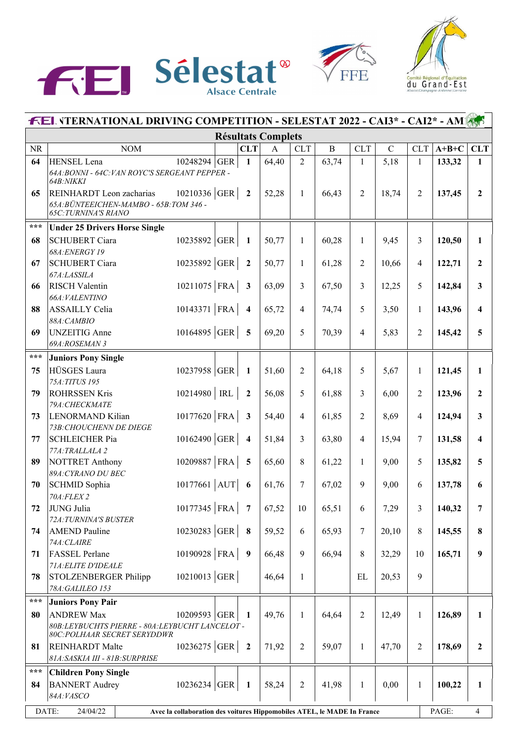## INTERNATIONAL DRIVING COMPETITION - SELESTAT 2022 - CAI3* - CAI2* - AM

### Résultats Complets

| NR | NOM | | | CLT | A | CLT | B | CLT | C | CLT | A+B+C | CLT |
|---|---|---|---|---|---|---|---|---|---|---|---|---|
| 64 | HENSEL Lena<br>*64A:BONNI - 64C:VAN ROYC'S SERGEANT PEPPER - 64B:NIKKI* | 10248294 | GER | 1 | 64,40 | 2 | 63,74 | 1 | 5,18 | 1 | 133,32 | 1 |
| 65 | REINHARDT Leon zacharias<br>*65A:BÜNTEEICHEN-MAMBO - 65B:TOM 346 - 65C:TURNINA'S RIANO* | 10210336 | GER | 2 | 52,28 | 1 | 66,43 | 2 | 18,74 | 2 | 137,45 | 2 |
| *** | **Under 25 Drivers Horse Single** | | | | | | | | | | | |
| 68 | SCHUBERT Ciara<br>*68A:ENERGY 19* | 10235892 | GER | 1 | 50,77 | 1 | 60,28 | 1 | 9,45 | 3 | 120,50 | 1 |
| 67 | SCHUBERT Ciara<br>*67A:LASSILA* | 10235892 | GER | 2 | 50,77 | 1 | 61,28 | 2 | 10,66 | 4 | 122,71 | 2 |
| 66 | RISCH Valentin<br>*66A:VALENTINO* | 10211075 | FRA | 3 | 63,09 | 3 | 67,50 | 3 | 12,25 | 5 | 142,84 | 3 |
| 88 | ASSAILLY Celia<br>*88A:CAMBIO* | 10143371 | FRA | 4 | 65,72 | 4 | 74,74 | 5 | 3,50 | 1 | 143,96 | 4 |
| 69 | UNZEITIG Anne<br>*69A:ROSEMAN 3* | 10164895 | GER | 5 | 69,20 | 5 | 70,39 | 4 | 5,83 | 2 | 145,42 | 5 |
| *** | **Juniors Pony Single** | | | | | | | | | | | |
| 75 | HÜSGES Laura<br>*75A:TITUS 195* | 10237958 | GER | 1 | 51,60 | 2 | 64,18 | 5 | 5,67 | 1 | 121,45 | 1 |
| 79 | ROHRSSEN Kris<br>*79A:CHECKMATE* | 10214980 | IRL | 2 | 56,08 | 5 | 61,88 | 3 | 6,00 | 2 | 123,96 | 2 |
| 73 | LENORMAND Kilian<br>*73B:CHOUCHENN DE DIEGE* | 10177620 | FRA | 3 | 54,40 | 4 | 61,85 | 2 | 8,69 | 4 | 124,94 | 3 |
| 77 | SCHLEICHER Pia<br>*77A:TRALLALA 2* | 10162490 | GER | 4 | 51,84 | 3 | 63,80 | 4 | 15,94 | 7 | 131,58 | 4 |
| 89 | NOTTRET Anthony<br>*89A:CYRANO DU BEC* | 10209887 | FRA | 5 | 65,60 | 8 | 61,22 | 1 | 9,00 | 5 | 135,82 | 5 |
| 70 | SCHMID Sophia<br>*70A:FLEX 2* | 10177661 | AUT | 6 | 61,76 | 7 | 67,02 | 9 | 9,00 | 6 | 137,78 | 6 |
| 72 | JUNG Julia<br>*72A:TURNINA'S BUSTER* | 10177345 | FRA | 7 | 67,52 | 10 | 65,51 | 6 | 7,29 | 3 | 140,32 | 7 |
| 74 | AMEND Pauline<br>*74A:CLAIRE* | 10230283 | GER | 8 | 59,52 | 6 | 65,93 | 7 | 20,10 | 8 | 145,55 | 8 |
| 71 | FASSEL Perlane<br>*71A:ELITE D'IDEALE* | 10190928 | FRA | 9 | 66,48 | 9 | 66,94 | 8 | 32,29 | 10 | 165,71 | 9 |
| 78 | STOLZENBERGER Philipp<br>*78A:GALILEO 153* | 10210013 | GER | | 46,64 | 1 | | EL | 20,53 | 9 | | |
| *** | **Juniors Pony Pair** | | | | | | | | | | | |
| 80 | ANDREW Max<br>*80B:LEYBUCHTS PIERRE - 80A:LEYBUCHT LANCELOT - 80C:POLHAAR SECRET SERYDDWR* | 10209593 | GER | 1 | 49,76 | 1 | 64,64 | 2 | 12,49 | 1 | 126,89 | 1 |
| 81 | REINHARDT Malte<br>*81A:SASKIA III - 81B:SURPRISE* | 10236275 | GER | 2 | 71,92 | 2 | 59,07 | 1 | 47,70 | 2 | 178,69 | 2 |
| *** | **Children Pony Single** | | | | | | | | | | | |
| 84 | BANNERT Audrey<br>*84A:VASCO* | 10236234 | GER | 1 | 58,24 | 2 | 41,98 | 1 | 0,00 | 1 | 100,22 | 1 |

DATE: 24/04/22 — Avec la collaboration des voitures Hippomobiles ATEL, le MADE In France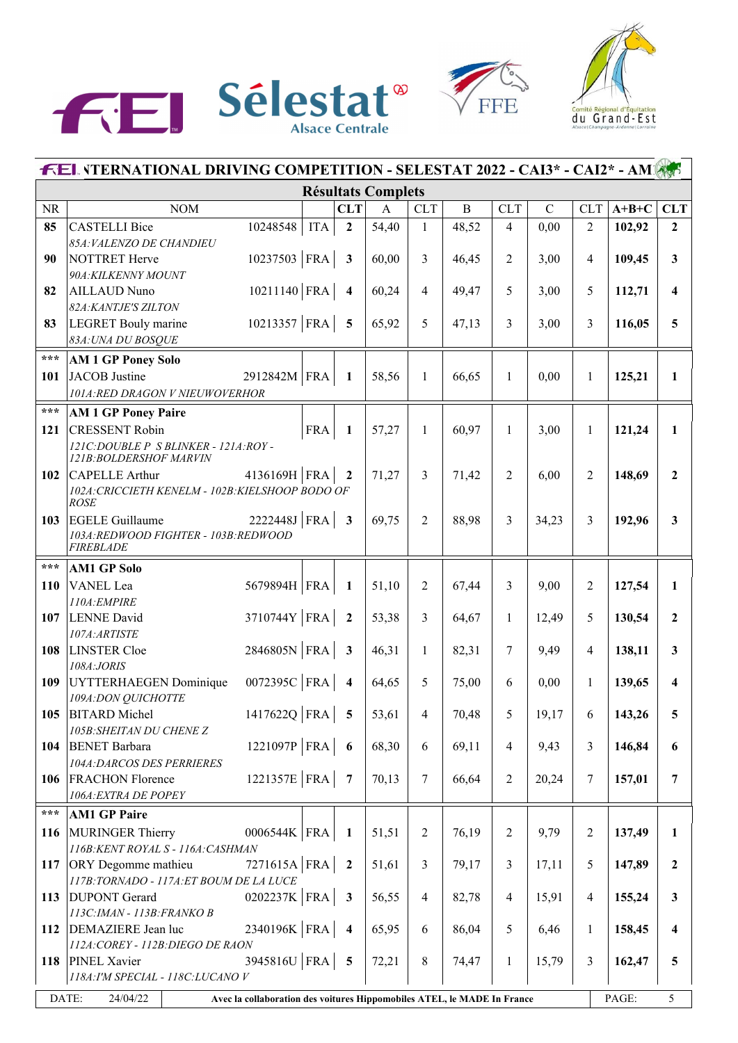# INTERNATIONAL DRIVING COMPETITION - SELESTAT 2022 - CAI3* - CAI2* - AM

## Résultats Complets

| NR | NOM | | | CLT | A | CLT | B | CLT | C | CLT | A+B+C | CLT |
|---|---|---|---|---|---|---|---|---|---|---|---|---|
| **85** | CASTELLI Bice<br>*85A:VALENZO DE CHANDIEU* | 10248548 | ITA | **2** | 54,40 | 1 | 48,52 | 4 | 0,00 | 2 | **102,92** | **2** |
| **90** | NOTTRET Herve<br>*90A:KILKENNY MOUNT* | 10237503 | FRA | **3** | 60,00 | 3 | 46,45 | 2 | 3,00 | 4 | **109,45** | **3** |
| **82** | AILLAUD Nuno<br>*82A:KANTJE'S ZILTON* | 10211140 | FRA | **4** | 60,24 | 4 | 49,47 | 5 | 3,00 | 5 | **112,71** | **4** |
| **83** | LEGRET Bouly marine<br>*83A:UNA DU BOSQUE* | 10213357 | FRA | **5** | 65,92 | 5 | 47,13 | 3 | 3,00 | 3 | **116,05** | **5** |
| **\*\*\*** | **AM 1 GP Poney Solo** | | | | | | | | | | | |
| **101** | JACOB Justine<br>*101A:RED DRAGON V NIEUWOVERHOR* | 2912842M | FRA | **1** | 58,56 | 1 | 66,65 | 1 | 0,00 | 1 | **125,21** | **1** |
| **\*\*\*** | **AM 1 GP Poney Paire** | | | | | | | | | | | |
| **121** | CRESSENT Robin<br>*121C:DOUBLE P S BLINKER - 121A:ROY - 121B:BOLDERSHOF MARVIN* | | FRA | **1** | 57,27 | 1 | 60,97 | 1 | 3,00 | 1 | **121,24** | **1** |
| **102** | CAPELLE Arthur<br>*102A:CRICCIETH KENELM - 102B:KIELSHOOP BODO OF ROSE* | 4136169H | FRA | **2** | 71,27 | 3 | 71,42 | 2 | 6,00 | 2 | **148,69** | **2** |
| **103** | EGELE Guillaume<br>*103A:REDWOOD FIGHTER - 103B:REDWOOD FIREBLADE* | 2222448J | FRA | **3** | 69,75 | 2 | 88,98 | 3 | 34,23 | 3 | **192,96** | **3** |
| **\*\*\*** | **AM1 GP Solo** | | | | | | | | | | | |
| **110** | VANEL Lea<br>*110A:EMPIRE* | 5679894H | FRA | **1** | 51,10 | 2 | 67,44 | 3 | 9,00 | 2 | **127,54** | **1** |
| **107** | LENNE David<br>*107A:ARTISTE* | 3710744Y | FRA | **2** | 53,38 | 3 | 64,67 | 1 | 12,49 | 5 | **130,54** | **2** |
| **108** | LINSTER Cloe<br>*108A:JORIS* | 2846805N | FRA | **3** | 46,31 | 1 | 82,31 | 7 | 9,49 | 4 | **138,11** | **3** |
| **109** | UYTTERHAEGEN Dominique<br>*109A:DON QUICHOTTE* | 0072395C | FRA | **4** | 64,65 | 5 | 75,00 | 6 | 0,00 | 1 | **139,65** | **4** |
| **105** | BITARD Michel<br>*105B:SHEITAN DU CHENE Z* | 1417622Q | FRA | **5** | 53,61 | 4 | 70,48 | 5 | 19,17 | 6 | **143,26** | **5** |
| **104** | BENET Barbara<br>*104A:DARCOS DES PERRIERES* | 1221097P | FRA | **6** | 68,30 | 6 | 69,11 | 4 | 9,43 | 3 | **146,84** | **6** |
| **106** | FRACHON Florence<br>*106A:EXTRA DE POPEY* | 1221357E | FRA | **7** | 70,13 | 7 | 66,64 | 2 | 20,24 | 7 | **157,01** | **7** |
| **\*\*\*** | **AM1 GP Paire** | | | | | | | | | | | |
| **116** | MURINGER Thierry<br>*116B:KENT ROYAL S - 116A:CASHMAN* | 0006544K | FRA | **1** | 51,51 | 2 | 76,19 | 2 | 9,79 | 2 | **137,49** | **1** |
| **117** | ORY Degomme mathieu<br>*117B:TORNADO - 117A:ET BOUM DE LA LUCE* | 7271615A | FRA | **2** | 51,61 | 3 | 79,17 | 3 | 17,11 | 5 | **147,89** | **2** |
| **113** | DUPONT Gerard<br>*113C:IMAN - 113B:FRANKO B* | 0202237K | FRA | **3** | 56,55 | 4 | 82,78 | 4 | 15,91 | 4 | **155,24** | **3** |
| **112** | DEMAZIERE Jean luc<br>*112A:COREY - 112B:DIEGO DE RAON* | 2340196K | FRA | **4** | 65,95 | 6 | 86,04 | 5 | 6,46 | 1 | **158,45** | **4** |
| **118** | PINEL Xavier<br>*118A:I'M SPECIAL - 118C:LUCANO V* | 3945816U | FRA | **5** | 72,21 | 8 | 74,47 | 1 | 15,79 | 3 | **162,47** | **5** |

DATE: 24/04/22 — **Avec la collaboration des voitures Hippomobiles ATEL, le MADE In France**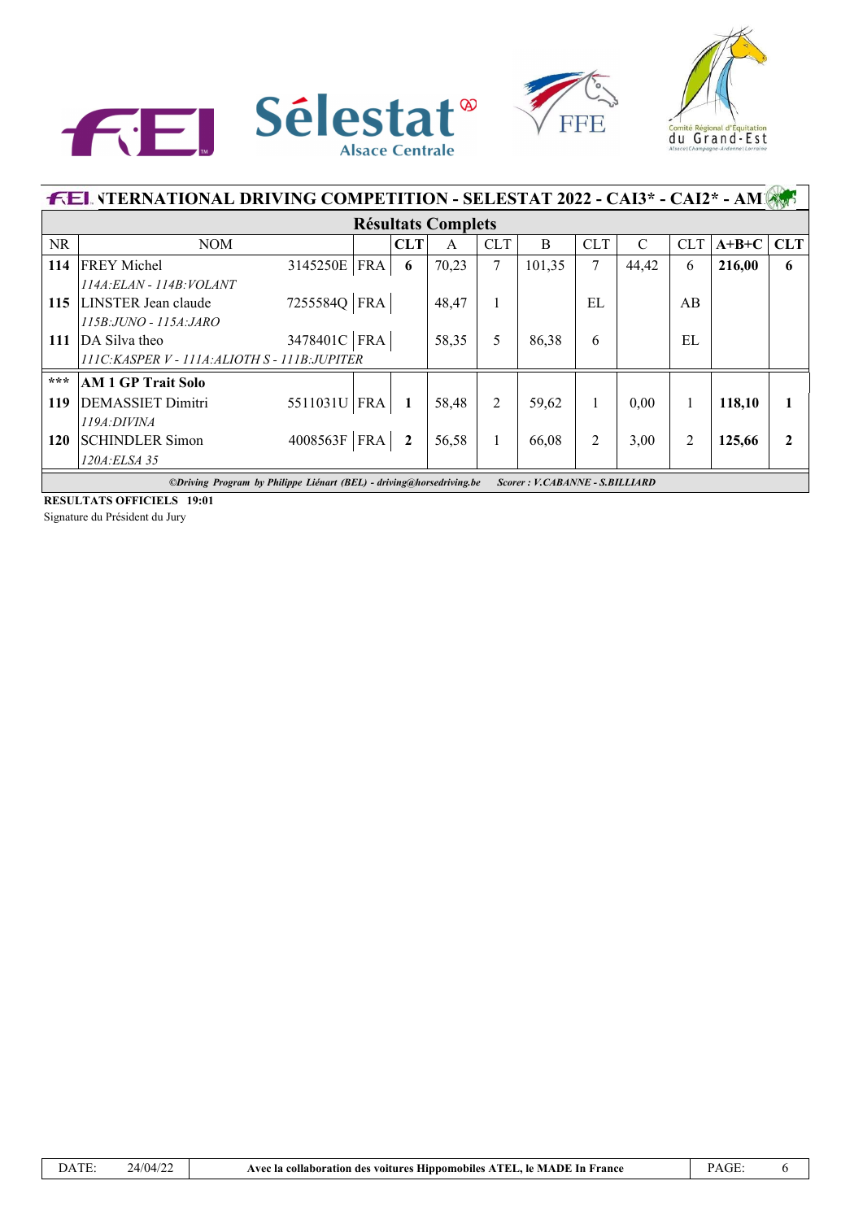## INTERNATIONAL DRIVING COMPETITION - SELESTAT 2022 - CAI3* - CAI2* - AM

### Résultats Complets

| NR | NOM | | | CLT | A | CLT | B | CLT | C | CLT | A+B+C | CLT |
|---|---|---|---|---|---|---|---|---|---|---|---|---|
| **114** | FREY Michel | 3145250E | FRA | **6** | 70,23 | 7 | 101,35 | 7 | 44,42 | 6 | **216,00** | **6** |
| | *114A:ELAN - 114B:VOLANT* | | | | | | | | | | | |
| **115** | LINSTER Jean claude | 7255584Q | FRA | | 48,47 | 1 | | EL | | AB | | |
| | *115B:JUNO - 115A:JARO* | | | | | | | | | | | |
| **111** | DA Silva theo | 3478401C | FRA | | 58,35 | 5 | 86,38 | 6 | | EL | | |
| | *111C:KASPER V - 111A:ALIOTH S - 111B:JUPITER* | | | | | | | | | | | |
| *** | **AM 1 GP Trait Solo** | | | | | | | | | | | |
| **119** | DEMASSIET Dimitri | 5511031U | FRA | **1** | 58,48 | 2 | 59,62 | 1 | 0,00 | 1 | **118,10** | **1** |
| | *119A:DIVINA* | | | | | | | | | | | |
| **120** | SCHINDLER Simon | 4008563F | FRA | **2** | 56,58 | 1 | 66,08 | 2 | 3,00 | 2 | **125,66** | **2** |
| | *120A:ELSA 35* | | | | | | | | | | | |

***©Driving Program by Philippe Liénart (BEL) - driving@horsedriving.be*** ***Scorer : V.CABANNE - S.BILLIARD***

**RESULTATS OFFICIELS 19:01**

Signature du Président du Jury

DATE: 24/04/22 — **Avec la collaboration des voitures Hippomobiles ATEL, le MADE In France**